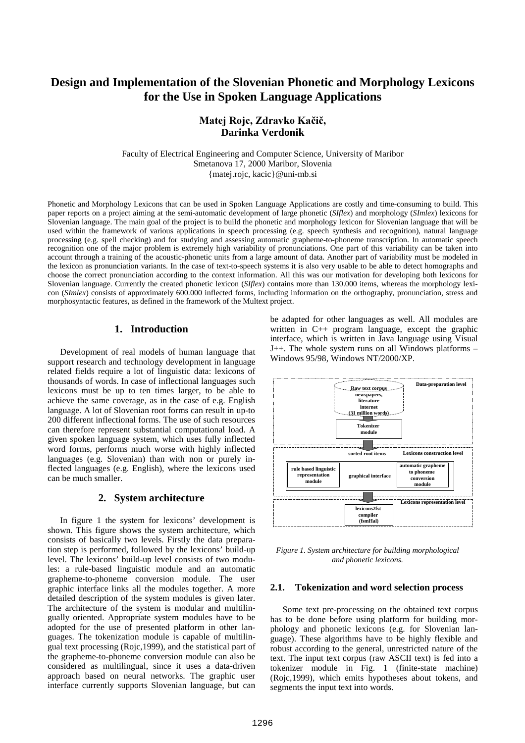# Design and Implementation of the Slovenian Phonetic and Morphology Lexicons for the Use in Spoken Language Applications

**Matej Rojc, Zdravko Kačič, Darinka Verdonik**

Faculty of Electrical Engineering and Computer Science, University of Maribor
Smetanova 17, 2000 Maribor, Slovenia
{matej.rojc, kacic}@uni-mb.si

Phonetic and Morphology Lexicons that can be used in Spoken Language Applications are costly and time-consuming to build. This paper reports on a project aiming at the semi-automatic development of large phonetic (*SIflex*) and morphology (*SImlex*) lexicons for Slovenian language. The main goal of the project is to build the phonetic and morphology lexicon for Slovenian language that will be used within the framework of various applications in speech processing (e.g. speech synthesis and recognition), natural language processing (e.g. spell checking) and for studying and assessing automatic grapheme-to-phoneme transcription. In automatic speech recognition one of the major problem is extremely high variability of pronunciations. One part of this variability can be taken into account through a training of the acoustic-phonetic units from a large amount of data. Another part of variability must be modeled in the lexicon as pronunciation variants. In the case of text-to-speech systems it is also very usable to be able to detect homographs and choose the correct pronunciation according to the context information. All this was our motivation for developing both lexicons for Slovenian language. Currently the created phonetic lexicon (*SIflex*) contains more than 130.000 items, whereas the morphology lexicon (*SImlex*) consists of approximately 600.000 inflected forms, including information on the orthography, pronunciation, stress and morphosyntactic features, as defined in the framework of the Multext project.

## 1. Introduction

Development of real models of human language that support research and technology development in language related fields require a lot of linguistic data: lexicons of thousands of words. In case of inflectional languages such lexicons must be up to ten times larger, to be able to achieve the same coverage, as in the case of e.g. English language. A lot of Slovenian root forms can result in up-to 200 different inflectional forms. The use of such resources can therefore represent substantial computational load. A given spoken language system, which uses fully inflected word forms, performs much worse with highly inflected languages (e.g. Slovenian) than with non or purely inflected languages (e.g. English), where the lexicons used can be much smaller.

## 2. System architecture

In figure 1 the system for lexicons' development is shown. This figure shows the system architecture, which consists of basically two levels. Firstly the data preparation step is performed, followed by the lexicons' build-up level. The lexicons' build-up level consists of two modules: a rule-based linguistic module and an automatic grapheme-to-phoneme conversion module. The user graphic interface links all the modules together. A more detailed description of the system modules is given later. The architecture of the system is modular and multilingually oriented. Appropriate system modules have to be adopted for the use of presented platform in other languages. The tokenization module is capable of multilingual text processing (Rojc,1999), and the statistical part of the grapheme-to-phoneme conversion module can also be considered as multilingual, since it uses a data-driven approach based on neural networks. The graphic user interface currently supports Slovenian language, but can be adapted for other languages as well. All modules are written in C++ program language, except the graphic interface, which is written in Java language using Visual J++. The whole system runs on all Windows platforms – Windows 95/98, Windows NT/2000/XP.

Data-preparation level: Raw text corpus (newspapers, literature, internet, 31 million words) → Tokenizer module

Lexicons construction level: sorted root items; rule based linguistic representation module; graphical interface; automatic grapheme to phoneme conversion module

Lexicons representation level: lexicons2fst compiler (fsmHal)

*Figure 1. System architecture for building morphological and phonetic lexicons.*

### 2.1. Tokenization and word selection process

Some text pre-processing on the obtained text corpus has to be done before using platform for building morphology and phonetic lexicons (e.g. for Slovenian language). These algorithms have to be highly flexible and robust according to the general, unrestricted nature of the text. The input text corpus (raw ASCII text) is fed into a tokenizer module in Fig. 1 (finite-state machine) (Rojc,1999), which emits hypotheses about tokens, and segments the input text into words.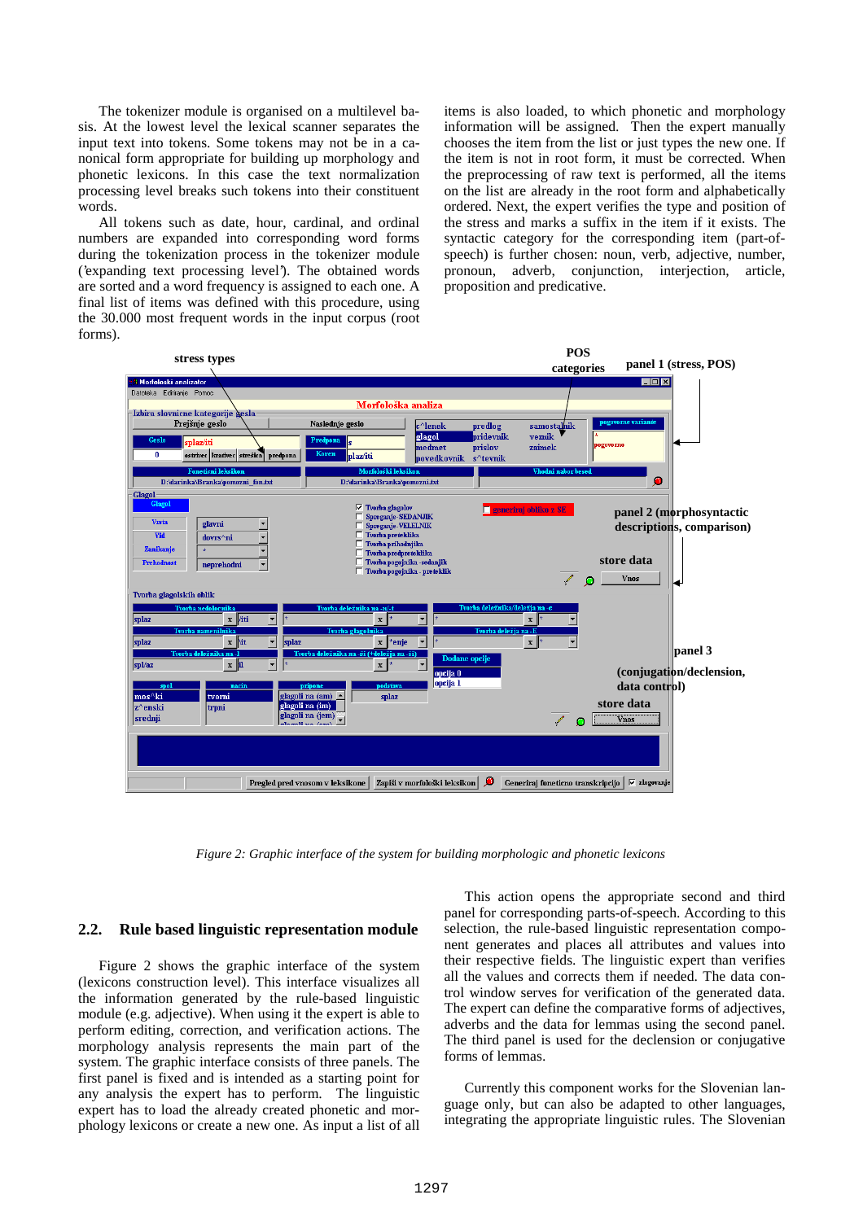The tokenizer module is organised on a multilevel basis. At the lowest level the lexical scanner separates the input text into tokens. Some tokens may not be in a canonical form appropriate for building up morphology and phonetic lexicons. In this case the text normalization processing level breaks such tokens into their constituent words.

All tokens such as date, hour, cardinal, and ordinal numbers are expanded into corresponding word forms during the tokenization process in the tokenizer module ('expanding text processing level'). The obtained words are sorted and a word frequency is assigned to each one. A final list of items was defined with this procedure, using the 30.000 most frequent words in the input corpus (root forms).

items is also loaded, to which phonetic and morphology information will be assigned. Then the expert manually chooses the item from the list or just types the new one. If the item is not in root form, it must be corrected. When the preprocessing of raw text is performed, all the items on the list are already in the root form and alphabetically ordered. Next, the expert verifies the type and position of the stress and marks a suffix in the item if it exists. The syntactic category for the corresponding item (part-of-speech) is further chosen: noun, verb, adjective, number, pronoun, adverb, conjunction, interjection, article, proposition and predicative.

*Figure 2: Graphic interface of the system for building morphologic and phonetic lexicons*

## 2.2. Rule based linguistic representation module

Figure 2 shows the graphic interface of the system (lexicons construction level). This interface visualizes all the information generated by the rule-based linguistic module (e.g. adjective). When using it the expert is able to perform editing, correction, and verification actions. The morphology analysis represents the main part of the system. The graphic interface consists of three panels. The first panel is fixed and is intended as a starting point for any analysis the expert has to perform. The linguistic expert has to load the already created phonetic and morphology lexicons or create a new one. As input a list of all

This action opens the appropriate second and third panel for corresponding parts-of-speech. According to this selection, the rule-based linguistic representation component generates and places all attributes and values into their respective fields. The linguistic expert than verifies all the values and corrects them if needed. The data control window serves for verification of the generated data. The expert can define the comparative forms of adjectives, adverbs and the data for lemmas using the second panel. The third panel is used for the declension or conjugative forms of lemmas.

Currently this component works for the Slovenian language only, but can also be adapted to other languages, integrating the appropriate linguistic rules. The Slovenian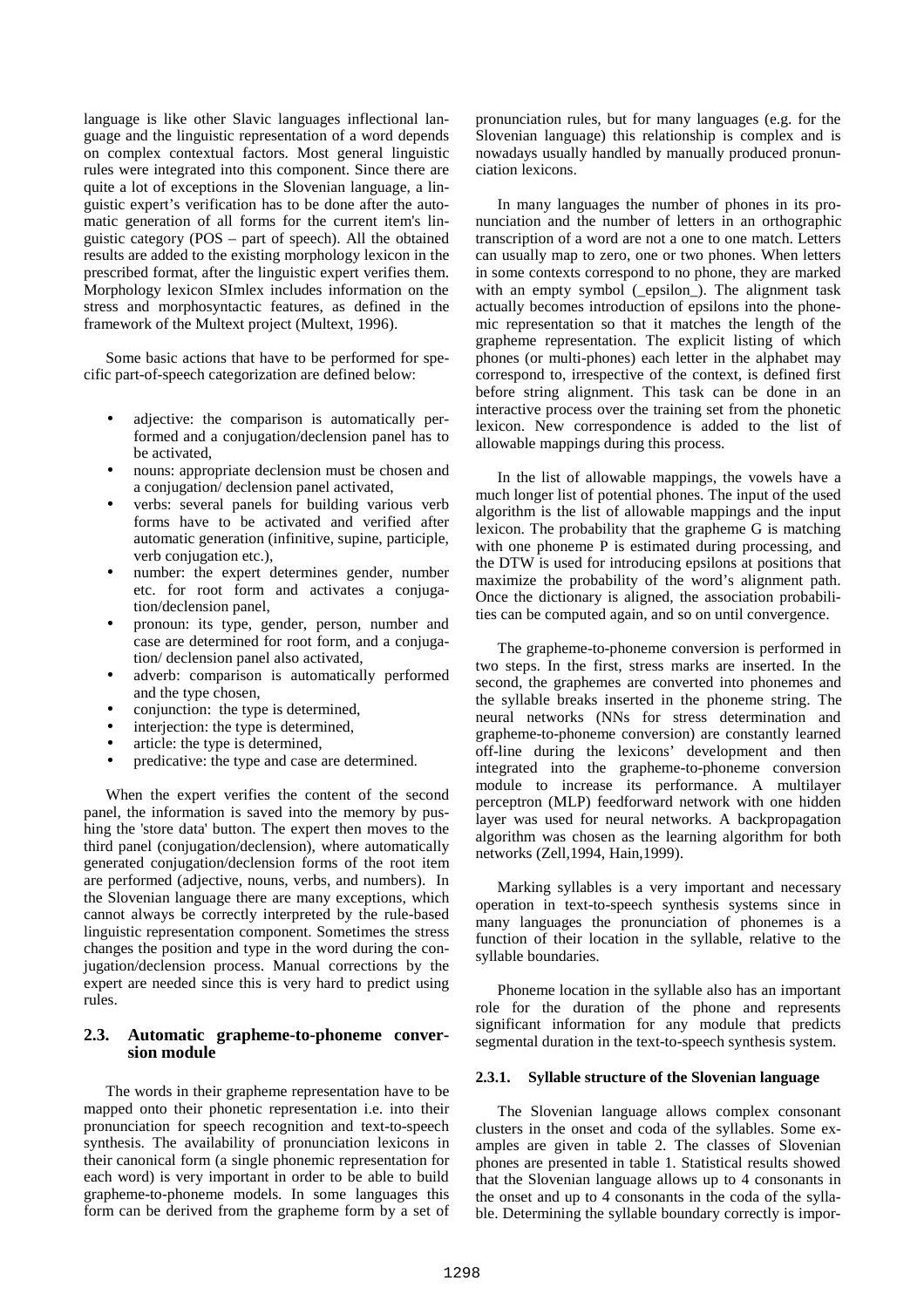language is like other Slavic languages inflectional language and the linguistic representation of a word depends on complex contextual factors. Most general linguistic rules were integrated into this component. Since there are quite a lot of exceptions in the Slovenian language, a linguistic expert's verification has to be done after the automatic generation of all forms for the current item's linguistic category (POS – part of speech). All the obtained results are added to the existing morphology lexicon in the prescribed format, after the linguistic expert verifies them. Morphology lexicon SImlex includes information on the stress and morphosyntactic features, as defined in the framework of the Multext project (Multext, 1996).

Some basic actions that have to be performed for specific part-of-speech categorization are defined below:

- adjective: the comparison is automatically performed and a conjugation/declension panel has to be activated,
- nouns: appropriate declension must be chosen and a conjugation/ declension panel activated,
- verbs: several panels for building various verb forms have to be activated and verified after automatic generation (infinitive, supine, participle, verb conjugation etc.),
- number: the expert determines gender, number etc. for root form and activates a conjugation/declension panel,
- pronoun: its type, gender, person, number and case are determined for root form, and a conjugation/ declension panel also activated,
- adverb: comparison is automatically performed and the type chosen,
- conjunction: the type is determined,
- interjection: the type is determined,
- article: the type is determined,
- predicative: the type and case are determined.

When the expert verifies the content of the second panel, the information is saved into the memory by pushing the 'store data' button. The expert then moves to the third panel (conjugation/declension), where automatically generated conjugation/declension forms of the root item are performed (adjective, nouns, verbs, and numbers). In the Slovenian language there are many exceptions, which cannot always be correctly interpreted by the rule-based linguistic representation component. Sometimes the stress changes the position and type in the word during the conjugation/declension process. Manual corrections by the expert are needed since this is very hard to predict using rules.

### 2.3. Automatic grapheme-to-phoneme conversion module

The words in their grapheme representation have to be mapped onto their phonetic representation i.e. into their pronunciation for speech recognition and text-to-speech synthesis. The availability of pronunciation lexicons in their canonical form (a single phonemic representation for each word) is very important in order to be able to build grapheme-to-phoneme models. In some languages this form can be derived from the grapheme form by a set of pronunciation rules, but for many languages (e.g. for the Slovenian language) this relationship is complex and is nowadays usually handled by manually produced pronunciation lexicons.

In many languages the number of phones in its pronunciation and the number of letters in an orthographic transcription of a word are not a one to one match. Letters can usually map to zero, one or two phones. When letters in some contexts correspond to no phone, they are marked with an empty symbol (_epsilon_). The alignment task actually becomes introduction of epsilons into the phonemic representation so that it matches the length of the grapheme representation. The explicit listing of which phones (or multi-phones) each letter in the alphabet may correspond to, irrespective of the context, is defined first before string alignment. This task can be done in an interactive process over the training set from the phonetic lexicon. New correspondence is added to the list of allowable mappings during this process.

In the list of allowable mappings, the vowels have a much longer list of potential phones. The input of the used algorithm is the list of allowable mappings and the input lexicon. The probability that the grapheme G is matching with one phoneme P is estimated during processing, and the DTW is used for introducing epsilons at positions that maximize the probability of the word's alignment path. Once the dictionary is aligned, the association probabilities can be computed again, and so on until convergence.

The grapheme-to-phoneme conversion is performed in two steps. In the first, stress marks are inserted. In the second, the graphemes are converted into phonemes and the syllable breaks inserted in the phoneme string. The neural networks (NNs for stress determination and grapheme-to-phoneme conversion) are constantly learned off-line during the lexicons' development and then integrated into the grapheme-to-phoneme conversion module to increase its performance. A multilayer perceptron (MLP) feedforward network with one hidden layer was used for neural networks. A backpropagation algorithm was chosen as the learning algorithm for both networks (Zell,1994, Hain,1999).

Marking syllables is a very important and necessary operation in text-to-speech synthesis systems since in many languages the pronunciation of phonemes is a function of their location in the syllable, relative to the syllable boundaries.

Phoneme location in the syllable also has an important role for the duration of the phone and represents significant information for any module that predicts segmental duration in the text-to-speech synthesis system.

#### 2.3.1. Syllable structure of the Slovenian language

The Slovenian language allows complex consonant clusters in the onset and coda of the syllables. Some examples are given in table 2. The classes of Slovenian phones are presented in table 1. Statistical results showed that the Slovenian language allows up to 4 consonants in the onset and up to 4 consonants in the coda of the syllable. Determining the syllable boundary correctly is impor-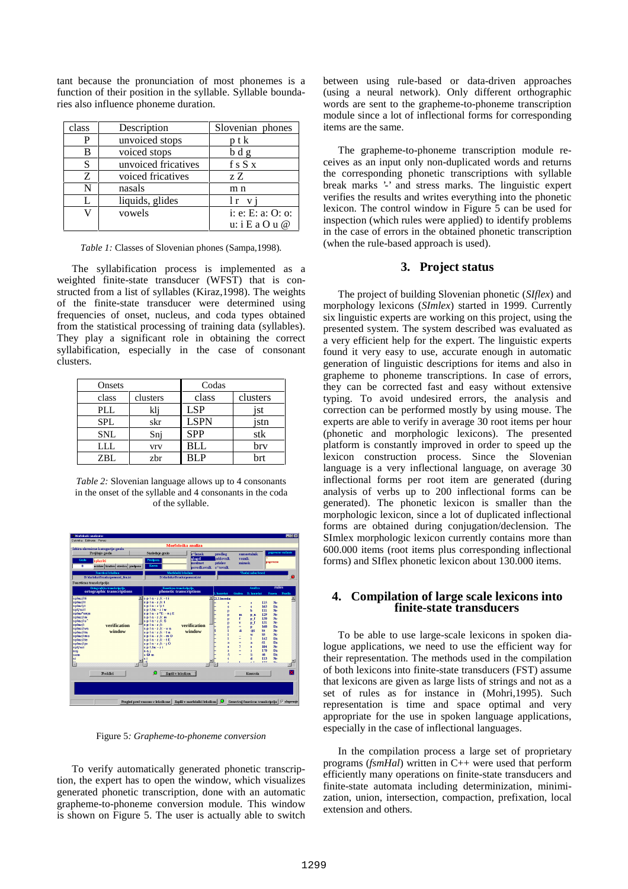tant because the pronunciation of most phonemes is a function of their position in the syllable. Syllable boundaries also influence phoneme duration.

| class | Description | Slovenian phones |
|---|---|---|
| P | unvoiced stops | p t k |
| B | voiced stops | b d g |
| S | unvoiced fricatives | f s S x |
| Z | voiced fricatives | z Z |
| N | nasals | m n |
| L | liquids, glides | l r v j |
| V | vowels | i: e: E: a: O: o: u: i E a O u @ |

*Table 1:* Classes of Slovenian phones (Sampa,1998).

The syllabification process is implemented as a weighted finite-state transducer (WFST) that is constructed from a list of syllables (Kiraz,1998). The weights of the finite-state transducer were determined using frequencies of onset, nucleus, and coda types obtained from the statistical processing of training data (syllables). They play a significant role in obtaining the correct syllabification, especially in the case of consonant clusters.

| Onsets | | Codas | |
|---|---|---|---|
| class | clusters | class | clusters |
| PLL | klj | LSP | jst |
| SPL | skr | LSPN | jstn |
| SNL | Snj | SPP | stk |
| LLL | vrv | BLL | brv |
| ZBL | zbr | BLP | brt |

*Table 2:* Slovenian language allows up to 4 consonants in the onset of the syllable and 4 consonants in the coda of the syllable.

Figure 5*: Grapheme-to-phoneme conversion*

To verify automatically generated phonetic transcription, the expert has to open the window, which visualizes generated phonetic transcription, done with an automatic grapheme-to-phoneme conversion module. This window is shown on Figure 5. The user is actually able to switch between using rule-based or data-driven approaches (using a neural network). Only different orthographic words are sent to the grapheme-to-phoneme transcription module since a lot of inflectional forms for corresponding items are the same.

The grapheme-to-phoneme transcription module receives as an input only non-duplicated words and returns the corresponding phonetic transcriptions with syllable break marks '-' and stress marks. The linguistic expert verifies the results and writes everything into the phonetic lexicon. The control window in Figure 5 can be used for inspection (which rules were applied) to identify problems in the case of errors in the obtained phonetic transcription (when the rule-based approach is used).

## 3. Project status

The project of building Slovenian phonetic (*SIflex*) and morphology lexicons (*SImlex*) started in 1999. Currently six linguistic experts are working on this project, using the presented system. The system described was evaluated as a very efficient help for the expert. The linguistic experts found it very easy to use, accurate enough in automatic generation of linguistic descriptions for items and also in grapheme to phoneme transcriptions. In case of errors, they can be corrected fast and easy without extensive typing. To avoid undesired errors, the analysis and correction can be performed mostly by using mouse. The experts are able to verify in average 30 root items per hour (phonetic and morphologic lexicons). The presented platform is constantly improved in order to speed up the lexicon construction process. Since the Slovenian language is a very inflectional language, on average 30 inflectional forms per root item are generated (during analysis of verbs up to 200 inflectional forms can be generated). The phonetic lexicon is smaller than the morphologic lexicon, since a lot of duplicated inflectional forms are obtained during conjugation/declension. The SImlex morphologic lexicon currently contains more than 600.000 items (root items plus corresponding inflectional forms) and SIflex phonetic lexicon about 130.000 items.

## 4. Compilation of large scale lexicons into finite-state transducers

To be able to use large-scale lexicons in spoken dialogue applications, we need to use the efficient way for their representation. The methods used in the compilation of both lexicons into finite-state transducers (FST) assume that lexicons are given as large lists of strings and not as a set of rules as for instance in (Mohri,1995). Such representation is time and space optimal and very appropriate for the use in spoken language applications, especially in the case of inflectional languages.

In the compilation process a large set of proprietary programs (*fsmHal*) written in C++ were used that perform efficiently many operations on finite-state transducers and finite-state automata including determinization, minimization, union, intersection, compaction, prefixation, local extension and others.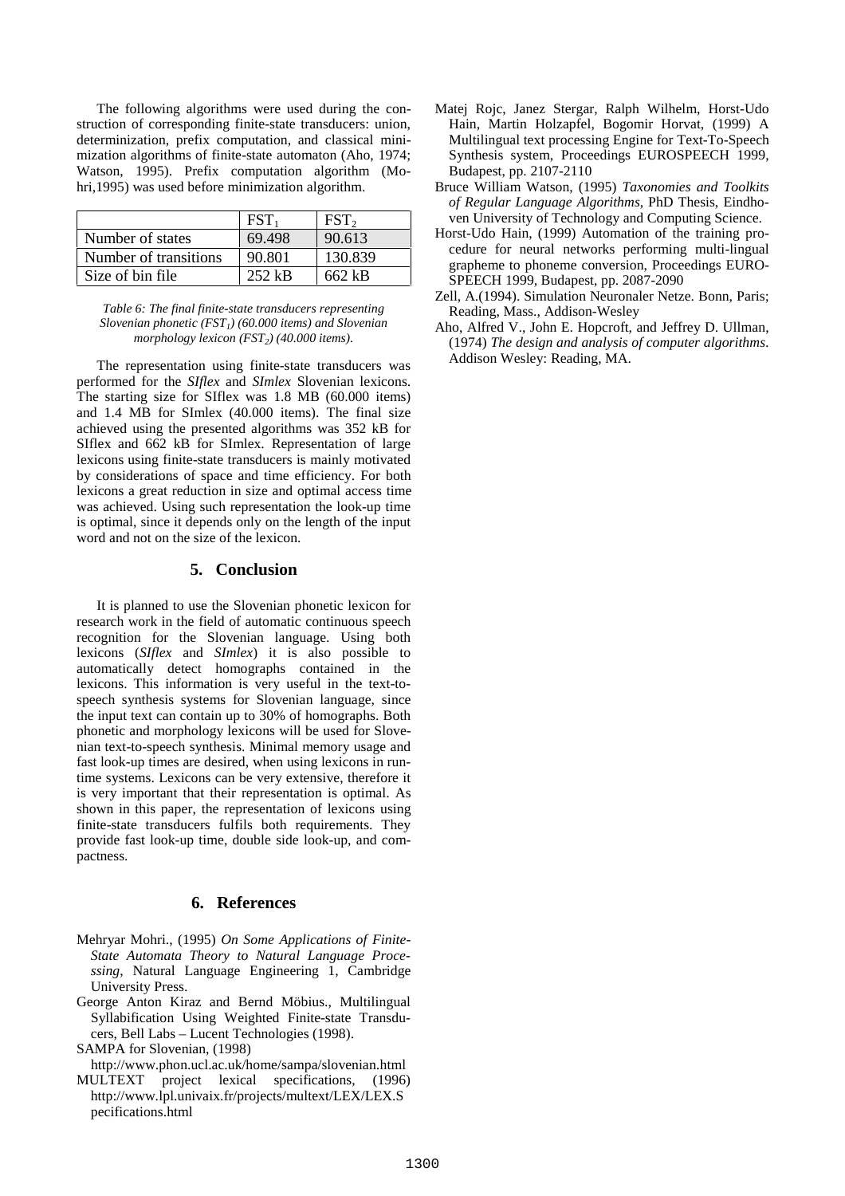The following algorithms were used during the construction of corresponding finite-state transducers: union, determinization, prefix computation, and classical minimization algorithms of finite-state automaton (Aho, 1974; Watson, 1995). Prefix computation algorithm (Mohri,1995) was used before minimization algorithm.

| | $FST_1$ | $FST_2$ |
|---|---|---|
| Number of states | 69.498 | 90.613 |
| Number of transitions | 90.801 | 130.839 |
| Size of bin file | 252 kB | 662 kB |

*Table 6: The final finite-state transducers representing Slovenian phonetic ($FST_1$) (60.000 items) and Slovenian morphology lexicon ($FST_2$) (40.000 items).*

The representation using finite-state transducers was performed for the *SIflex* and *SImlex* Slovenian lexicons. The starting size for SIflex was 1.8 MB (60.000 items) and 1.4 MB for SImlex (40.000 items). The final size achieved using the presented algorithms was 352 kB for SIflex and 662 kB for SImlex. Representation of large lexicons using finite-state transducers is mainly motivated by considerations of space and time efficiency. For both lexicons a great reduction in size and optimal access time was achieved. Using such representation the look-up time is optimal, since it depends only on the length of the input word and not on the size of the lexicon.

## 5. Conclusion

It is planned to use the Slovenian phonetic lexicon for research work in the field of automatic continuous speech recognition for the Slovenian language. Using both lexicons (*SIflex* and *SImlex*) it is also possible to automatically detect homographs contained in the lexicons. This information is very useful in the text-to-speech synthesis systems for Slovenian language, since the input text can contain up to 30% of homographs. Both phonetic and morphology lexicons will be used for Slovenian text-to-speech synthesis. Minimal memory usage and fast look-up times are desired, when using lexicons in runtime systems. Lexicons can be very extensive, therefore it is very important that their representation is optimal. As shown in this paper, the representation of lexicons using finite-state transducers fulfils both requirements. They provide fast look-up time, double side look-up, and compactness.

## 6. References

Mehryar Mohri., (1995) *On Some Applications of Finite-State Automata Theory to Natural Language Processing*, Natural Language Engineering 1, Cambridge University Press.

George Anton Kiraz and Bernd Möbius., Multilingual Syllabification Using Weighted Finite-state Transducers, Bell Labs – Lucent Technologies (1998).

SAMPA for Slovenian, (1998) http://www.phon.ucl.ac.uk/home/sampa/slovenian.html

MULTEXT project lexical specifications, (1996) http://www.lpl.univaix.fr/projects/multext/LEX/LEX.Specifications.html

Matej Rojc, Janez Stergar, Ralph Wilhelm, Horst-Udo Hain, Martin Holzapfel, Bogomir Horvat, (1999) A Multilingual text processing Engine for Text-To-Speech Synthesis system, Proceedings EUROSPEECH 1999, Budapest, pp. 2107-2110

Bruce William Watson, (1995) *Taxonomies and Toolkits of Regular Language Algorithms*, PhD Thesis, Eindhoven University of Technology and Computing Science.

Horst-Udo Hain, (1999) Automation of the training procedure for neural networks performing multi-lingual grapheme to phoneme conversion, Proceedings EUROSPEECH 1999, Budapest, pp. 2087-2090

Zell, A.(1994). Simulation Neuronaler Netze. Bonn, Paris; Reading, Mass., Addison-Wesley

Aho, Alfred V., John E. Hopcroft, and Jeffrey D. Ullman, (1974) *The design and analysis of computer algorithms*. Addison Wesley: Reading, MA.